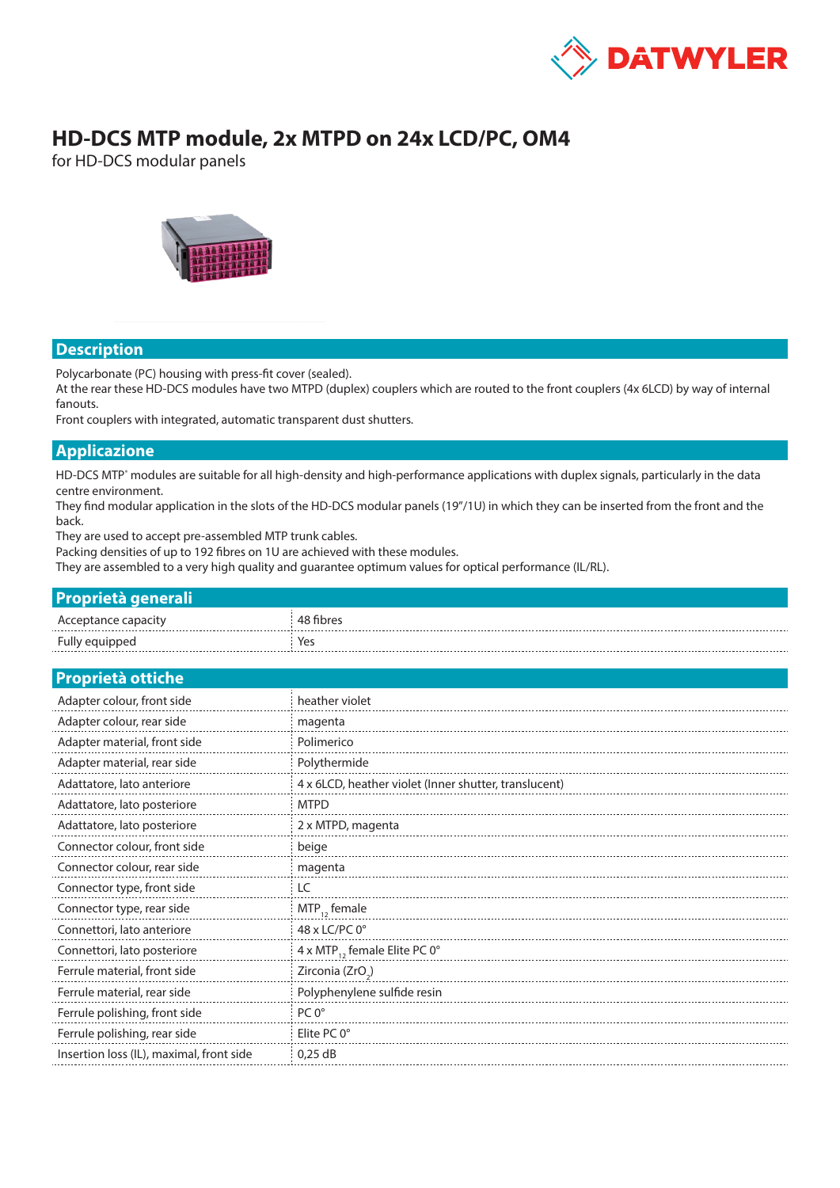# HD-DCS MTP module, 2x MTPD on 24x LCD/PC, OM4

for HD-DCS modular panels

## Description

Polycarbonate (PC) housing with press-fit cover (sealed).
At the rear these HD-DCS modules have two MTPD (duplex) couplers which are routed to the front couplers (4x 6LCD) by way of internal fanouts.
Front couplers with integrated, automatic transparent dust shutters.

## Applicazione

HD-DCS MTP® modules are suitable for all high-density and high-performance applications with duplex signals, particularly in the data centre environment.
They find modular application in the slots of the HD-DCS modular panels (19"/1U) in which they can be inserted from the front and the back.
They are used to accept pre-assembled MTP trunk cables.
Packing densities of up to 192 fibres on 1U are achieved with these modules.
They are assembled to a very high quality and guarantee optimum values for optical performance (IL/RL).

## Proprietà generali

| | |
|---|---|
| Acceptance capacity | 48 fibres |
| Fully equipped | Yes |

## Proprietà ottiche

| | |
|---|---|
| Adapter colour, front side | heather violet |
| Adapter colour, rear side | magenta |
| Adapter material, front side | Polimerico |
| Adapter material, rear side | Polythermide |
| Adattatore, lato anteriore | 4 x 6LCD, heather violet (Inner shutter, translucent) |
| Adattatore, lato posteriore | MTPD |
| Adattatore, lato posteriore | 2 x MTPD, magenta |
| Connector colour, front side | beige |
| Connector colour, rear side | magenta |
| Connector type, front side | LC |
| Connector type, rear side | $MTP_{12}$ female |
| Connettori, lato anteriore | 48 x LC/PC 0° |
| Connettori, lato posteriore | 4 x $MTP_{12}$ female Elite PC 0° |
| Ferrule material, front side | Zirconia ($ZrO_2$) |
| Ferrule material, rear side | Polyphenylene sulfide resin |
| Ferrule polishing, front side | PC 0° |
| Ferrule polishing, rear side | Elite PC 0° |
| Insertion loss (IL), maximal, front side | 0,25 dB |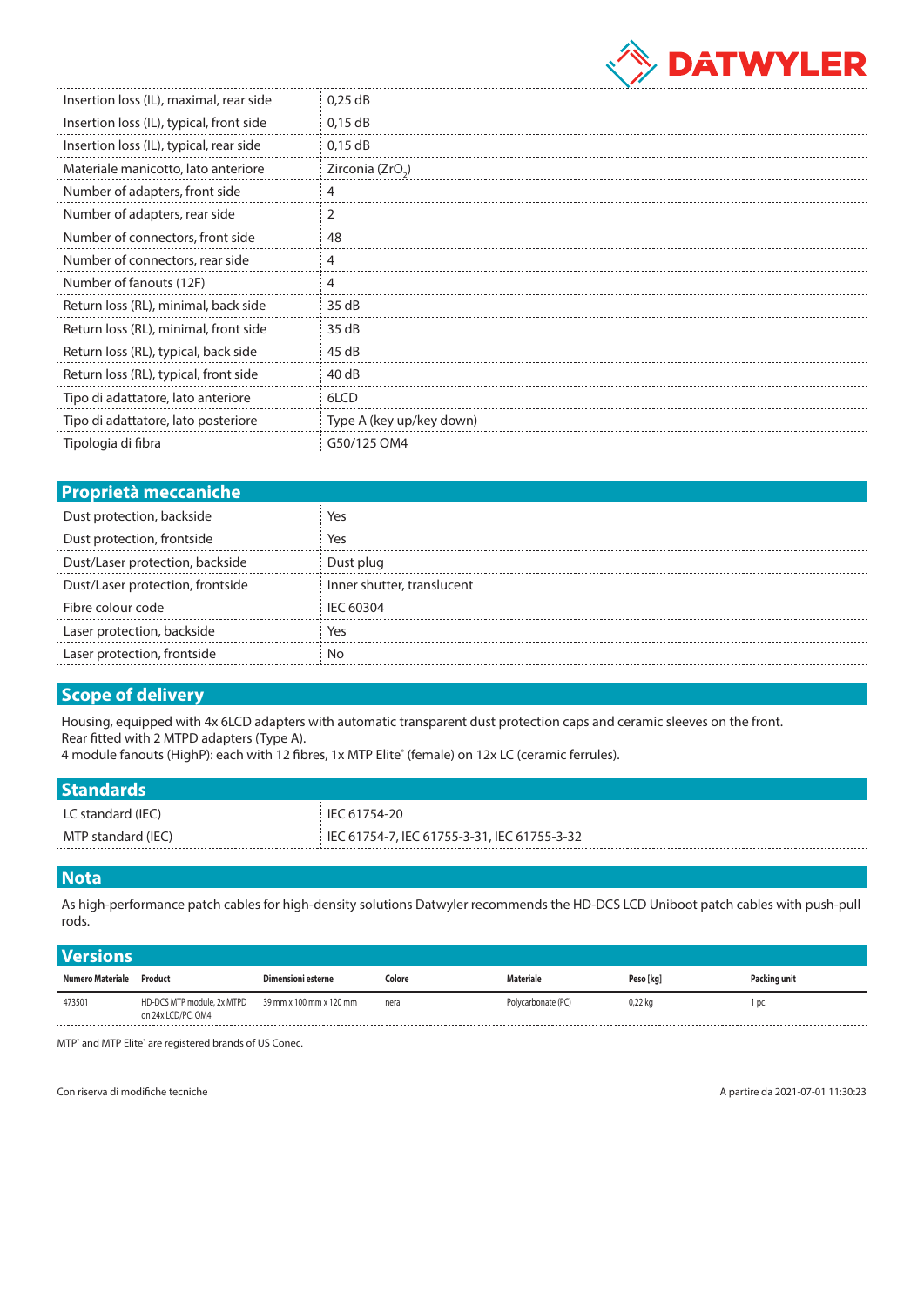| | |
|---|---|
| Insertion loss (IL), maximal, rear side | 0,25 dB |
| Insertion loss (IL), typical, front side | 0,15 dB |
| Insertion loss (IL), typical, rear side | 0,15 dB |
| Materiale manicotto, lato anteriore | Zirconia ($ZrO_2$) |
| Number of adapters, front side | 4 |
| Number of adapters, rear side | 2 |
| Number of connectors, front side | 48 |
| Number of connectors, rear side | 4 |
| Number of fanouts (12F) | 4 |
| Return loss (RL), minimal, back side | 35 dB |
| Return loss (RL), minimal, front side | 35 dB |
| Return loss (RL), typical, back side | 45 dB |
| Return loss (RL), typical, front side | 40 dB |
| Tipo di adattatore, lato anteriore | 6LCD |
| Tipo di adattatore, lato posteriore | Type A (key up/key down) |
| Tipologia di fibra | G50/125 OM4 |

## Proprietà meccaniche

| | |
|---|---|
| Dust protection, backside | Yes |
| Dust protection, frontside | Yes |
| Dust/Laser protection, backside | Dust plug |
| Dust/Laser protection, frontside | Inner shutter, translucent |
| Fibre colour code | IEC 60304 |
| Laser protection, backside | Yes |
| Laser protection, frontside | No |

## Scope of delivery

Housing, equipped with 4x 6LCD adapters with automatic transparent dust protection caps and ceramic sleeves on the front.
Rear fitted with 2 MTPD adapters (Type A).
4 module fanouts (HighP): each with 12 fibres, 1x MTP Elite® (female) on 12x LC (ceramic ferrules).

## Standards

| | |
|---|---|
| LC standard (IEC) | IEC 61754-20 |
| MTP standard (IEC) | IEC 61754-7, IEC 61755-3-31, IEC 61755-3-32 |

## Nota

As high-performance patch cables for high-density solutions Datwyler recommends the HD-DCS LCD Uniboot patch cables with push-pull rods.

## Versions

| Numero Materiale | Product | Dimensioni esterne | Colore | Materiale | Peso [kg] | Packing unit |
|---|---|---|---|---|---|---|
| 473501 | HD-DCS MTP module, 2x MTPD on 24x LCD/PC, OM4 | 39 mm x 100 mm x 120 mm | nera | Polycarbonate (PC) | 0,22 kg | 1 pc. |

MTP® and MTP Elite® are registered brands of US Conec.

Con riserva di modifiche tecniche

A partire da 2021-07-01 11:30:23